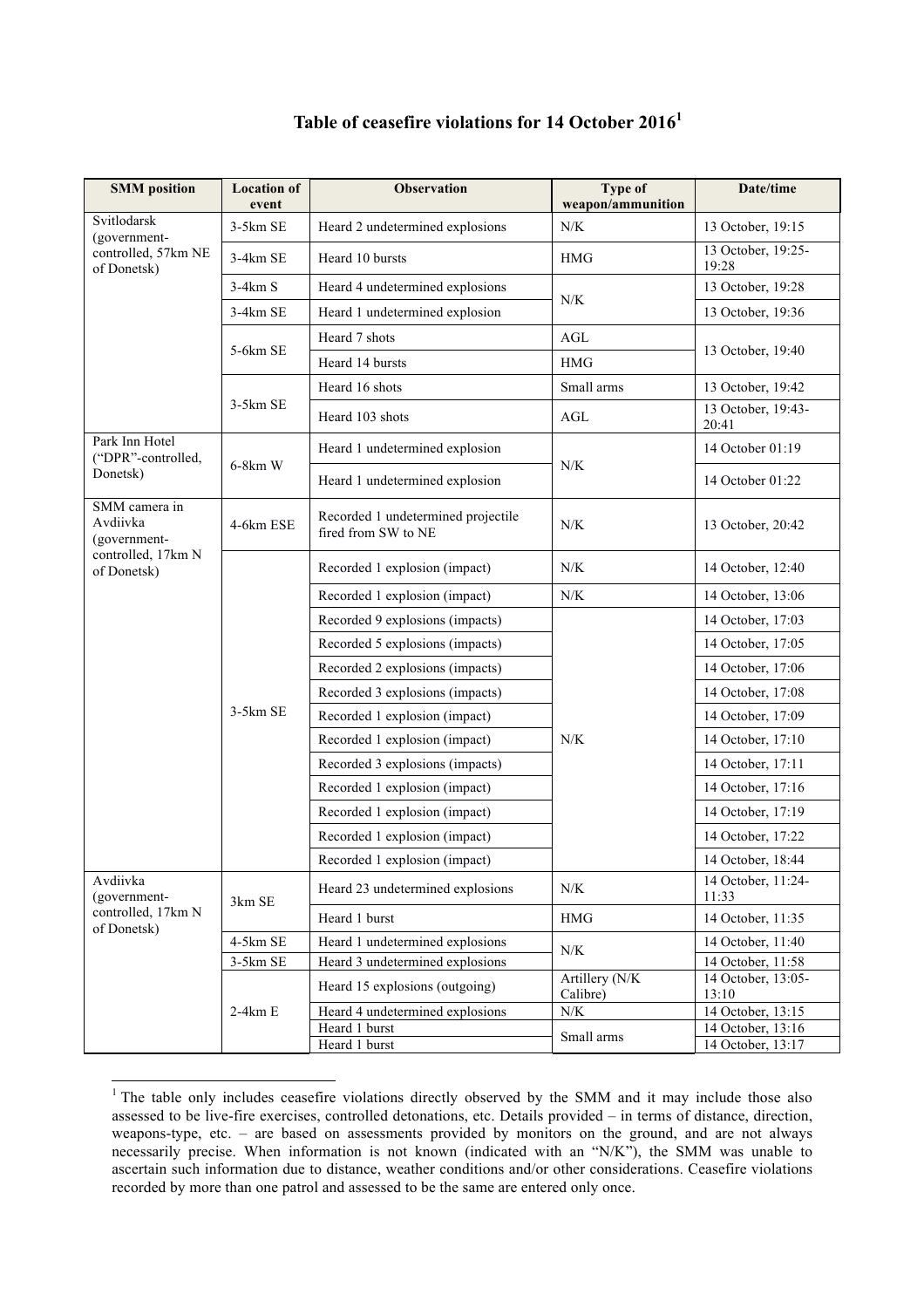# Table of ceasefire violations for 14 October 2016[1]

| SMM position | Location of event | Observation | Type of weapon/ammunition | Date/time |
|---|---|---|---|---|
| Svitlodarsk (government-controlled, 57km NE of Donetsk) | 3-5km SE | Heard 2 undetermined explosions | N/K | 13 October, 19:15 |
| | 3-4km SE | Heard 10 bursts | HMG | 13 October, 19:25-19:28 |
| | 3-4km S | Heard 4 undetermined explosions | N/K | 13 October, 19:28 |
| | 3-4km SE | Heard 1 undetermined explosion | | 13 October, 19:36 |
| | 5-6km SE | Heard 7 shots | AGL | 13 October, 19:40 |
| | | Heard 14 bursts | HMG | |
| | 3-5km SE | Heard 16 shots | Small arms | 13 October, 19:42 |
| | | Heard 103 shots | AGL | 13 October, 19:43-20:41 |
| Park Inn Hotel ("DPR"-controlled, Donetsk) | 6-8km W | Heard 1 undetermined explosion | N/K | 14 October 01:19 |
| | | Heard 1 undetermined explosion | | 14 October 01:22 |
| SMM camera in Avdiivka (government-controlled, 17km N of Donetsk) | 4-6km ESE | Recorded 1 undetermined projectile fired from SW to NE | N/K | 13 October, 20:42 |
| | 3-5km SE | Recorded 1 explosion (impact) | N/K | 14 October, 12:40 |
| | | Recorded 1 explosion (impact) | N/K | 14 October, 13:06 |
| | | Recorded 9 explosions (impacts) | N/K | 14 October, 17:03 |
| | | Recorded 5 explosions (impacts) | | 14 October, 17:05 |
| | | Recorded 2 explosions (impacts) | | 14 October, 17:06 |
| | | Recorded 3 explosions (impacts) | | 14 October, 17:08 |
| | | Recorded 1 explosion (impact) | | 14 October, 17:09 |
| | | Recorded 1 explosion (impact) | | 14 October, 17:10 |
| | | Recorded 3 explosions (impacts) | | 14 October, 17:11 |
| | | Recorded 1 explosion (impact) | | 14 October, 17:16 |
| | | Recorded 1 explosion (impact) | | 14 October, 17:19 |
| | | Recorded 1 explosion (impact) | | 14 October, 17:22 |
| | | Recorded 1 explosion (impact) | | 14 October, 18:44 |
| Avdiivka (government-controlled, 17km N of Donetsk) | 3km SE | Heard 23 undetermined explosions | N/K | 14 October, 11:24-11:33 |
| | | Heard 1 burst | HMG | 14 October, 11:35 |
| | 4-5km SE | Heard 1 undetermined explosions | N/K | 14 October, 11:40 |
| | 3-5km SE | Heard 3 undetermined explosions | | 14 October, 11:58 |
| | 2-4km E | Heard 15 explosions (outgoing) | Artillery (N/K Calibre) | 14 October, 13:05-13:10 |
| | | Heard 4 undetermined explosions | N/K | 14 October, 13:15 |
| | | Heard 1 burst | Small arms | 14 October, 13:16 |
| | | Heard 1 burst | | 14 October, 13:17 |

[1] The table only includes ceasefire violations directly observed by the SMM and it may include those also assessed to be live-fire exercises, controlled detonations, etc. Details provided – in terms of distance, direction, weapons-type, etc. – are based on assessments provided by monitors on the ground, and are not always necessarily precise. When information is not known (indicated with an "N/K"), the SMM was unable to ascertain such information due to distance, weather conditions and/or other considerations. Ceasefire violations recorded by more than one patrol and assessed to be the same are entered only once.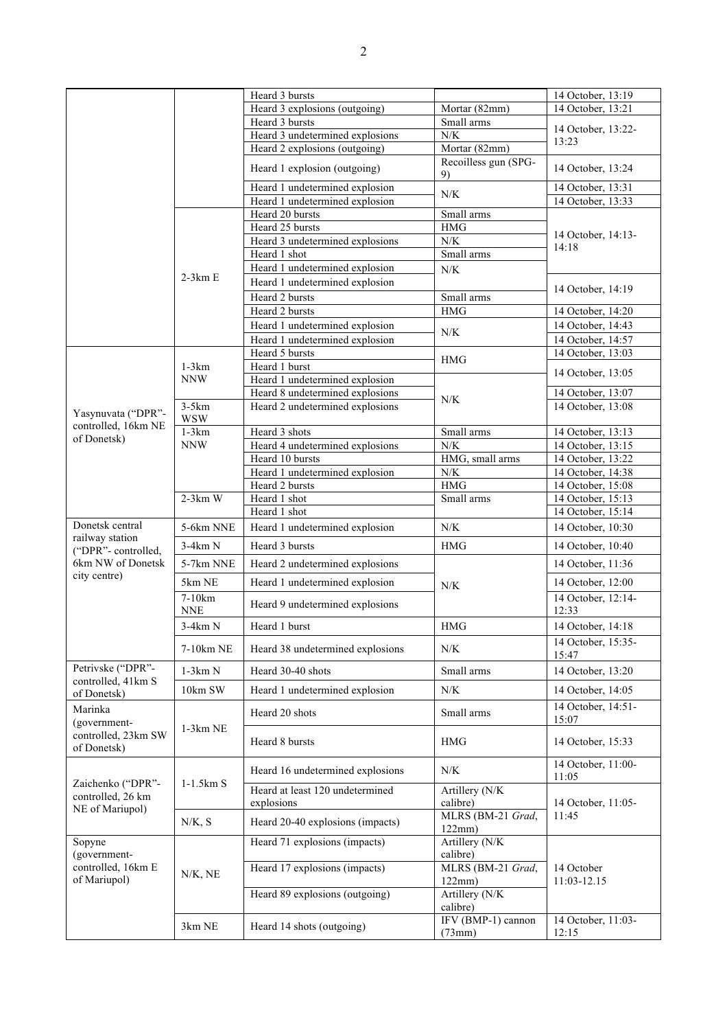| | | Heard 3 bursts | | 14 October, 13:19 |
|---|---|---|---|---|
| | | Heard 3 explosions (outgoing) | Mortar (82mm) | 14 October, 13:21 |
| | | Heard 3 bursts | Small arms | 14 October, 13:22-13:23 |
| | | Heard 3 undetermined explosions | N/K | |
| | | Heard 2 explosions (outgoing) | Mortar (82mm) | |
| | | Heard 1 explosion (outgoing) | Recoilless gun (SPG-9) | 14 October, 13:24 |
| | | Heard 1 undetermined explosion | N/K | 14 October, 13:31 |
| | | Heard 1 undetermined explosion | | 14 October, 13:33 |
| | 2-3km E | Heard 20 bursts | Small arms | 14 October, 14:13-14:18 |
| | | Heard 25 bursts | HMG | |
| | | Heard 3 undetermined explosions | N/K | |
| | | Heard 1 shot | Small arms | |
| | | Heard 1 undetermined explosion | N/K | |
| | | Heard 1 undetermined explosion | | 14 October, 14:19 |
| | | Heard 2 bursts | Small arms | |
| | | Heard 2 bursts | HMG | 14 October, 14:20 |
| | | Heard 1 undetermined explosion | N/K | 14 October, 14:43 |
| | | Heard 1 undetermined explosion | | 14 October, 14:57 |
| Yasynuvata ("DPR"-controlled, 16km NE of Donetsk) | 1-3km NNW | Heard 5 bursts | HMG | 14 October, 13:03 |
| | | Heard 1 burst | | 14 October, 13:05 |
| | | Heard 1 undetermined explosion | N/K | |
| | | Heard 8 undetermined explosions | | 14 October, 13:07 |
| | 3-5km WSW | Heard 2 undetermined explosions | | 14 October, 13:08 |
| | 1-3km NNW | Heard 3 shots | Small arms | 14 October, 13:13 |
| | | Heard 4 undetermined explosions | N/K | 14 October, 13:15 |
| | | Heard 10 bursts | HMG, small arms | 14 October, 13:22 |
| | | Heard 1 undetermined explosion | N/K | 14 October, 14:38 |
| | | Heard 2 bursts | HMG | 14 October, 15:08 |
| | 2-3km W | Heard 1 shot | Small arms | 14 October, 15:13 |
| | | Heard 1 shot | | 14 October, 15:14 |
| Donetsk central railway station ("DPR"- controlled, 6km NW of Donetsk city centre) | 5-6km NNE | Heard 1 undetermined explosion | N/K | 14 October, 10:30 |
| | 3-4km N | Heard 3 bursts | HMG | 14 October, 10:40 |
| | 5-7km NNE | Heard 2 undetermined explosions | N/K | 14 October, 11:36 |
| | 5km NE | Heard 1 undetermined explosion | | 14 October, 12:00 |
| | 7-10km NNE | Heard 9 undetermined explosions | | 14 October, 12:14-12:33 |
| | 3-4km N | Heard 1 burst | HMG | 14 October, 14:18 |
| | 7-10km NE | Heard 38 undetermined explosions | N/K | 14 October, 15:35-15:47 |
| Petrivske ("DPR"-controlled, 41km S of Donetsk) | 1-3km N | Heard 30-40 shots | Small arms | 14 October, 13:20 |
| | 10km SW | Heard 1 undetermined explosion | N/K | 14 October, 14:05 |
| Marinka (government-controlled, 23km SW of Donetsk) | 1-3km NE | Heard 20 shots | Small arms | 14 October, 14:51-15:07 |
| | | Heard 8 bursts | HMG | 14 October, 15:33 |
| Zaichenko ("DPR"-controlled, 26 km NE of Mariupol) | 1-1.5km S | Heard 16 undetermined explosions | N/K | 14 October, 11:00-11:05 |
| | | Heard at least 120 undetermined explosions | Artillery (N/K calibre) | 14 October, 11:05-11:45 |
| | N/K, S | Heard 20-40 explosions (impacts) | MLRS (BM-21 *Grad*, 122mm) | |
| Sopyne (government-controlled, 16km E of Mariupol) | N/K, NE | Heard 71 explosions (impacts) | Artillery (N/K calibre) | 14 October 11:03-12.15 |
| | | Heard 17 explosions (impacts) | MLRS (BM-21 *Grad*, 122mm) | |
| | | Heard 89 explosions (outgoing) | Artillery (N/K calibre) | |
| | 3km NE | Heard 14 shots (outgoing) | IFV (BMP-1) cannon (73mm) | 14 October, 11:03-12:15 |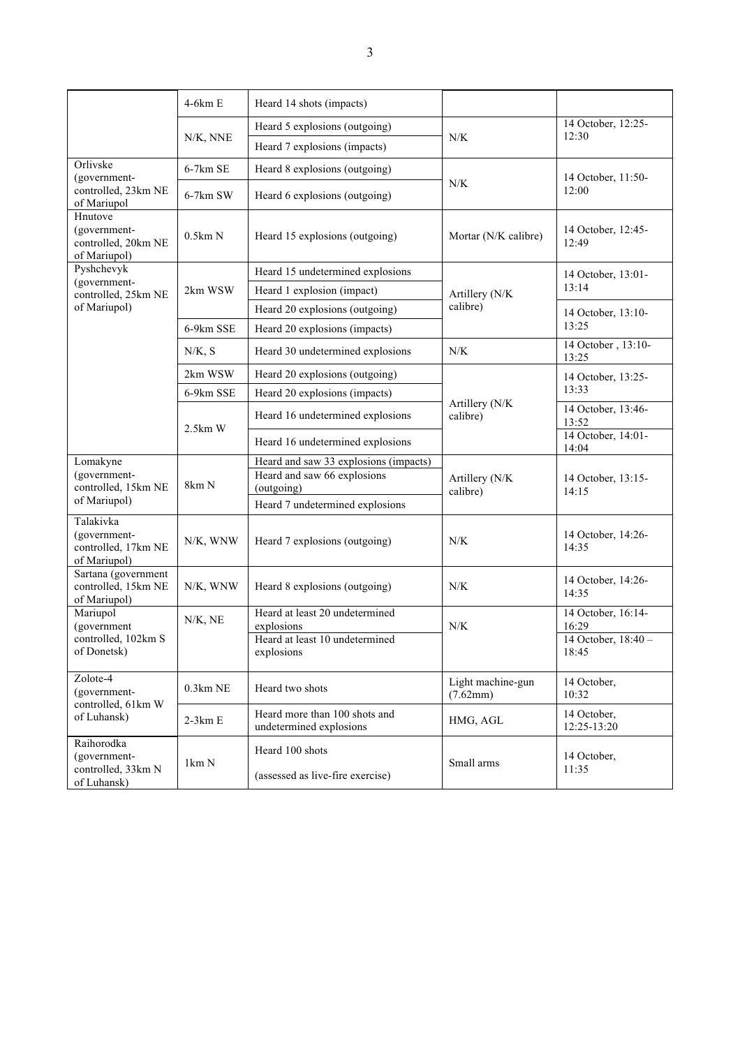| | | | | |
|---|---|---|---|---|
| | 4-6km E | Heard 14 shots (impacts) | | |
| | N/K, NNE | Heard 5 explosions (outgoing) | N/K | 14 October, 12:25-12:30 |
| | | Heard 7 explosions (impacts) | | |
| Orlivske (government-controlled, 23km NE of Mariupol) | 6-7km SE | Heard 8 explosions (outgoing) | N/K | 14 October, 11:50-12:00 |
| | 6-7km SW | Heard 6 explosions (outgoing) | | |
| Hnutove (government-controlled, 20km NE of Mariupol) | 0.5km N | Heard 15 explosions (outgoing) | Mortar (N/K calibre) | 14 October, 12:45-12:49 |
| Pyshchevyk (government-controlled, 25km NE of Mariupol) | 2km WSW | Heard 15 undetermined explosions | Artillery (N/K calibre) | 14 October, 13:01-13:14 |
| | | Heard 1 explosion (impact) | | |
| | | Heard 20 explosions (outgoing) | | 14 October, 13:10-13:25 |
| | 6-9km SSE | Heard 20 explosions (impacts) | | |
| | N/K, S | Heard 30 undetermined explosions | N/K | 14 October , 13:10-13:25 |
| | 2km WSW | Heard 20 explosions (outgoing) | Artillery (N/K calibre) | 14 October, 13:25-13:33 |
| | 6-9km SSE | Heard 20 explosions (impacts) | | |
| | 2.5km W | Heard 16 undetermined explosions | | 14 October, 13:46-13:52 |
| | | Heard 16 undetermined explosions | | 14 October, 14:01-14:04 |
| Lomakyne (government-controlled, 15km NE of Mariupol) | 8km N | Heard and saw 33 explosions (impacts) | Artillery (N/K calibre) | 14 October, 13:15-14:15 |
| | | Heard and saw 66 explosions (outgoing) | | |
| | | Heard 7 undetermined explosions | | |
| Talakivka (government-controlled, 17km NE of Mariupol) | N/K, WNW | Heard 7 explosions (outgoing) | N/K | 14 October, 14:26-14:35 |
| Sartana (government controlled, 15km NE of Mariupol) | N/K, WNW | Heard 8 explosions (outgoing) | N/K | 14 October, 14:26-14:35 |
| Mariupol (government controlled, 102km S of Donetsk) | N/K, NE | Heard at least 20 undetermined explosions | N/K | 14 October, 16:14-16:29 |
| | | Heard at least 10 undetermined explosions | | 14 October, 18:40 – 18:45 |
| Zolote-4 (government-controlled, 61km W of Luhansk) | 0.3km NE | Heard two shots | Light machine-gun (7.62mm) | 14 October, 10:32 |
| | 2-3km E | Heard more than 100 shots and undetermined explosions | HMG, AGL | 14 October, 12:25-13:20 |
| Raihorodka (government-controlled, 33km N of Luhansk) | 1km N | Heard 100 shots (assessed as live-fire exercise) | Small arms | 14 October, 11:35 |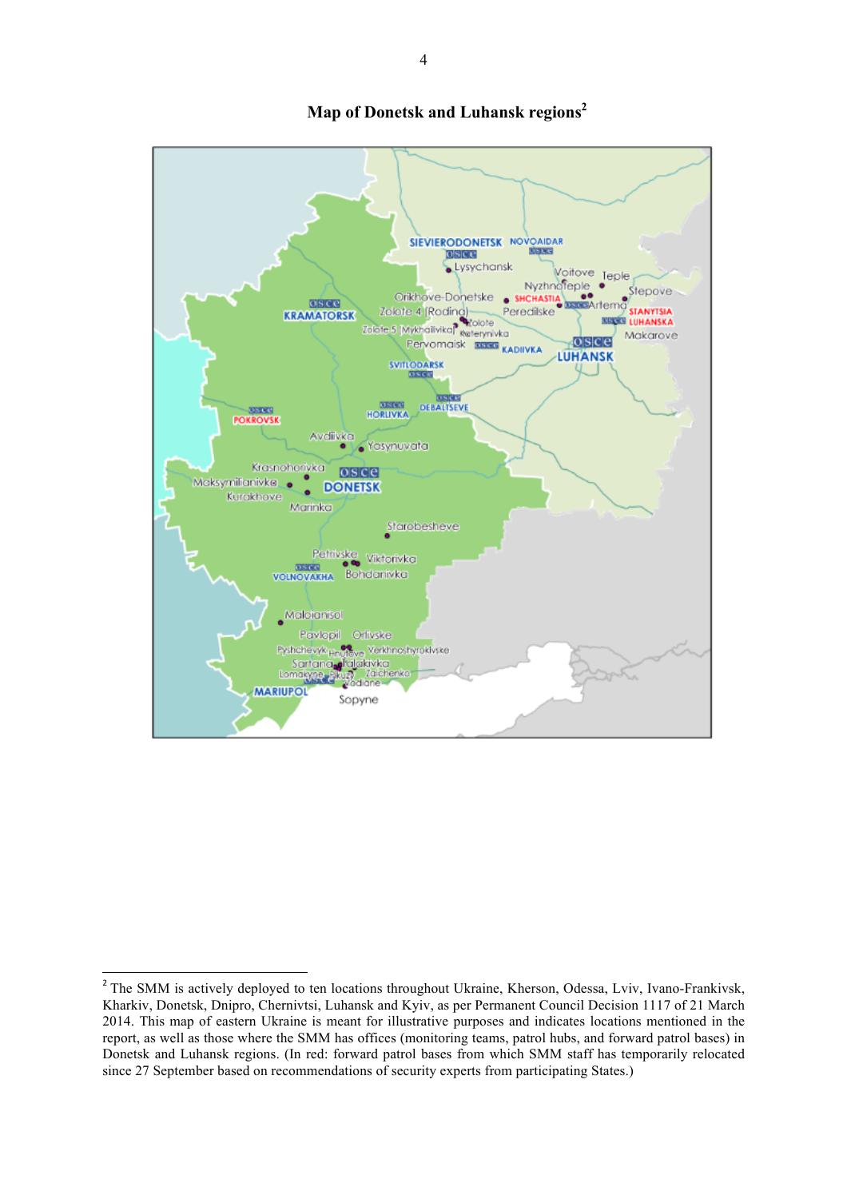**Map of Donetsk and Luhansk regions[2]**

SIEVIERODONETSK
NOVOAIDAR
Lysychansk
Voitove
Teple
Nyzhnoteple
Stepove
Orikhove-Donetske
SHCHASTIA
Artema
STANYTSIA LUHANSKA
KRAMATORSK
Zolote 4 (Rodina)
Peredilske
Zolote
Zolote 5 (Mykhailivka)
Katerynivka
Makarove
Pervomaisk
KADIIVKA
LUHANSK
SVITLODARSK
HORLIVKA
DEBALTSEVE
POKROVSK
Avdiivka
Yasynuvata
Krasnohorivka
Maksymilianivka
DONETSK
Kurakhove
Marinka
Starobesheve
Petrivske
Viktorivka
VOLNOVAKHA
Bohdanivka
Maloianisol
Pavlopil
Orlivske
Pyshchevyk
Hnutove
Verkhnoshyrokivske
Sartana
Talakivka
Lomakyne
Pikuzy
Zaichenko
Vodiane
MARIUPOL
Sopyne

---

[2] The SMM is actively deployed to ten locations throughout Ukraine, Kherson, Odessa, Lviv, Ivano-Frankivsk, Kharkiv, Donetsk, Dnipro, Chernivtsi, Luhansk and Kyiv, as per Permanent Council Decision 1117 of 21 March 2014. This map of eastern Ukraine is meant for illustrative purposes and indicates locations mentioned in the report, as well as those where the SMM has offices (monitoring teams, patrol hubs, and forward patrol bases) in Donetsk and Luhansk regions. (In red: forward patrol bases from which SMM staff has temporarily relocated since 27 September based on recommendations of security experts from participating States.)